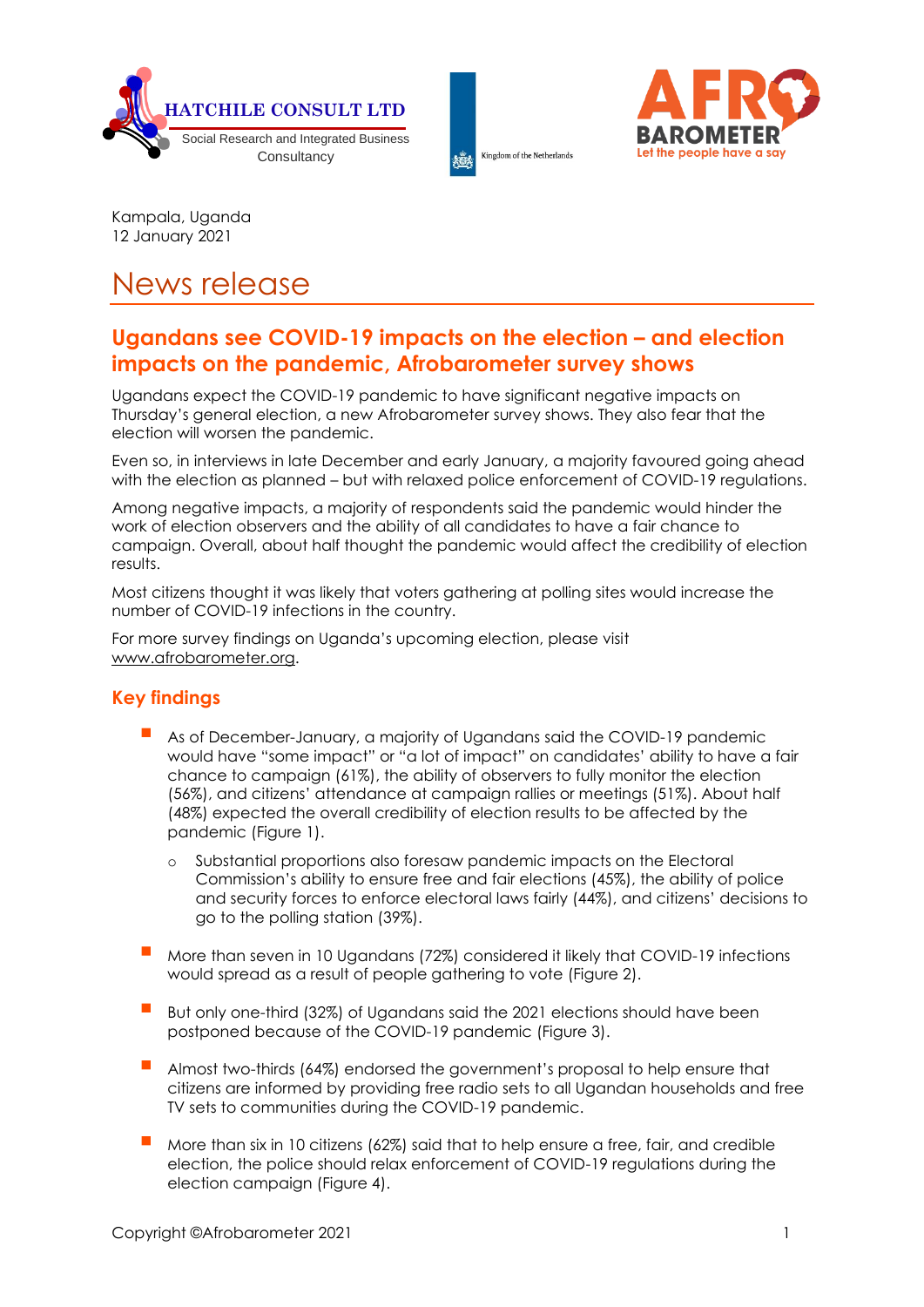Kampala, Uganda
12 January 2021

# News release

## Ugandans see COVID-19 impacts on the election – and election impacts on the pandemic, Afrobarometer survey shows

Ugandans expect the COVID-19 pandemic to have significant negative impacts on Thursday's general election, a new Afrobarometer survey shows. They also fear that the election will worsen the pandemic.

Even so, in interviews in late December and early January, a majority favoured going ahead with the election as planned – but with relaxed police enforcement of COVID-19 regulations.

Among negative impacts, a majority of respondents said the pandemic would hinder the work of election observers and the ability of all candidates to have a fair chance to campaign. Overall, about half thought the pandemic would affect the credibility of election results.

Most citizens thought it was likely that voters gathering at polling sites would increase the number of COVID-19 infections in the country.

For more survey findings on Uganda's upcoming election, please visit www.afrobarometer.org.

### Key findings

- As of December-January, a majority of Ugandans said the COVID-19 pandemic would have "some impact" or "a lot of impact" on candidates' ability to have a fair chance to campaign (61%), the ability of observers to fully monitor the election (56%), and citizens' attendance at campaign rallies or meetings (51%). About half (48%) expected the overall credibility of election results to be affected by the pandemic (Figure 1).
    - Substantial proportions also foresaw pandemic impacts on the Electoral Commission's ability to ensure free and fair elections (45%), the ability of police and security forces to enforce electoral laws fairly (44%), and citizens' decisions to go to the polling station (39%).
- More than seven in 10 Ugandans (72%) considered it likely that COVID-19 infections would spread as a result of people gathering to vote (Figure 2).
- But only one-third (32%) of Ugandans said the 2021 elections should have been postponed because of the COVID-19 pandemic (Figure 3).
- Almost two-thirds (64%) endorsed the government's proposal to help ensure that citizens are informed by providing free radio sets to all Ugandan households and free TV sets to communities during the COVID-19 pandemic.
- More than six in 10 citizens (62%) said that to help ensure a free, fair, and credible election, the police should relax enforcement of COVID-19 regulations during the election campaign (Figure 4).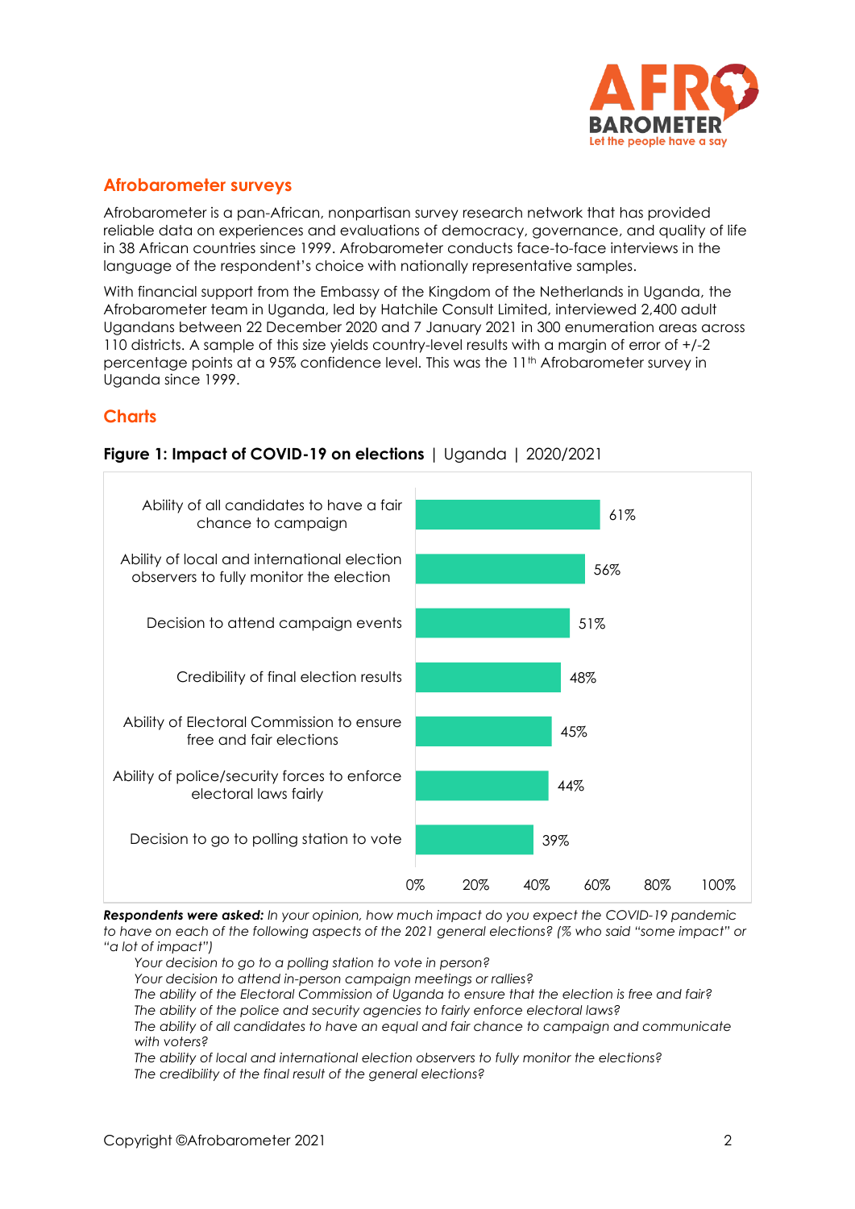## Afrobarometer surveys

Afrobarometer is a pan-African, nonpartisan survey research network that has provided reliable data on experiences and evaluations of democracy, governance, and quality of life in 38 African countries since 1999. Afrobarometer conducts face-to-face interviews in the language of the respondent's choice with nationally representative samples.

With financial support from the Embassy of the Kingdom of the Netherlands in Uganda, the Afrobarometer team in Uganda, led by Hatchile Consult Limited, interviewed 2,400 adult Ugandans between 22 December 2020 and 7 January 2021 in 300 enumeration areas across 110 districts. A sample of this size yields country-level results with a margin of error of +/-2 percentage points at a 95% confidence level. This was the 11th Afrobarometer survey in Uganda since 1999.

## Charts

**Figure 1: Impact of COVID-19 on elections** | Uganda | 2020/2021

| Aspect | % |
|---|---|
| Ability of all candidates to have a fair chance to campaign | 61% |
| Ability of local and international election observers to fully monitor the election | 56% |
| Decision to attend campaign events | 51% |
| Credibility of final election results | 48% |
| Ability of Electoral Commission to ensure free and fair elections | 45% |
| Ability of police/security forces to enforce electoral laws fairly | 44% |
| Decision to go to polling station to vote | 39% |

***Respondents were asked:*** *In your opinion, how much impact do you expect the COVID-19 pandemic to have on each of the following aspects of the 2021 general elections? (% who said "some impact" or "a lot of impact")*

*Your decision to go to a polling station to vote in person?*
*Your decision to attend in-person campaign meetings or rallies?*
*The ability of the Electoral Commission of Uganda to ensure that the election is free and fair?*
*The ability of the police and security agencies to fairly enforce electoral laws?*
*The ability of all candidates to have an equal and fair chance to campaign and communicate with voters?*
*The ability of local and international election observers to fully monitor the elections?*
*The credibility of the final result of the general elections?*

Copyright ©Afrobarometer 2021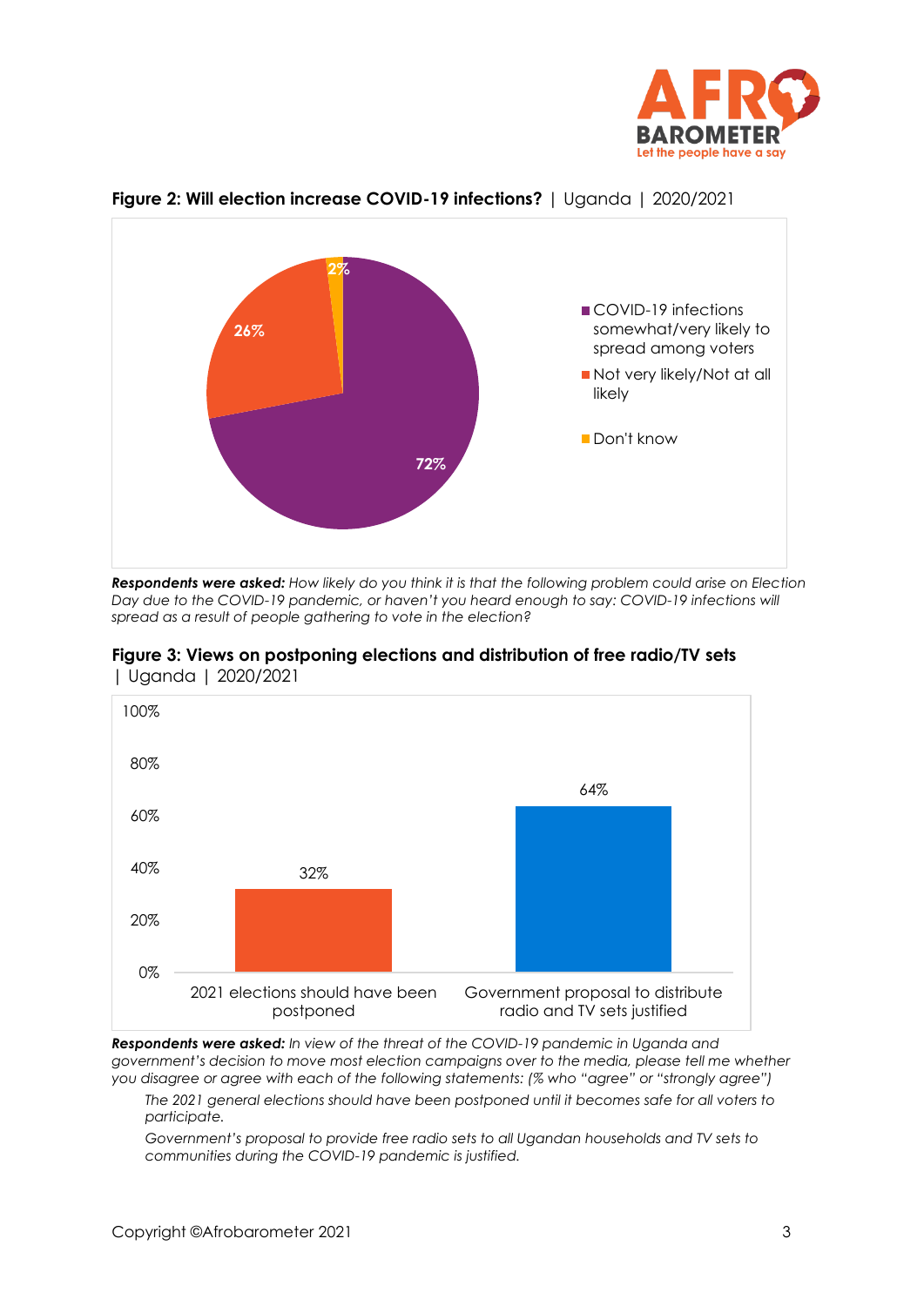**Figure 2: Will election increase COVID-19 infections?** | Uganda | 2020/2021

| Response | % |
|---|---|
| COVID-19 infections somewhat/very likely to spread among voters | 72% |
| Not very likely/Not at all likely | 26% |
| Don't know | 2% |

***Respondents were asked:*** *How likely do you think it is that the following problem could arise on Election Day due to the COVID-19 pandemic, or haven't you heard enough to say: COVID-19 infections will spread as a result of people gathering to vote in the election?*

**Figure 3: Views on postponing elections and distribution of free radio/TV sets** | Uganda | 2020/2021

| Statement | % |
|---|---|
| 2021 elections should have been postponed | 32% |
| Government proposal to distribute radio and TV sets justified | 64% |

***Respondents were asked:*** *In view of the threat of the COVID-19 pandemic in Uganda and government's decision to move most election campaigns over to the media, please tell me whether you disagree or agree with each of the following statements: (% who "agree" or "strongly agree")*

*The 2021 general elections should have been postponed until it becomes safe for all voters to participate.*

*Government's proposal to provide free radio sets to all Ugandan households and TV sets to communities during the COVID-19 pandemic is justified.*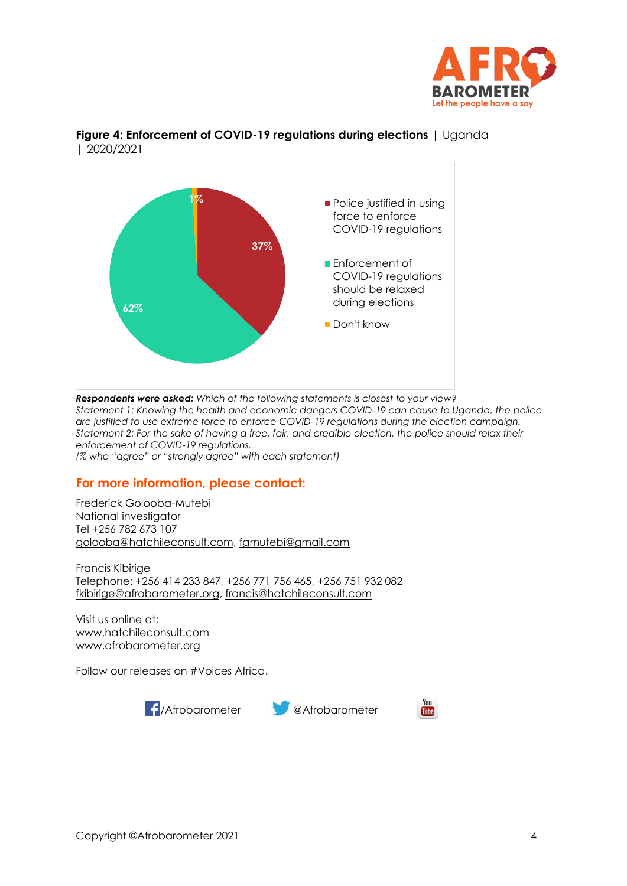**Figure 4: Enforcement of COVID-19 regulations during elections** | Uganda | 2020/2021

1%

37%

62%

Police justified in using force to enforce COVID-19 regulations

Enforcement of COVID-19 regulations should be relaxed during elections

Don't know

***Respondents were asked:*** *Which of the following statements is closest to your view?*
*Statement 1: Knowing the health and economic dangers COVID-19 can cause to Uganda, the police are justified to use extreme force to enforce COVID-19 regulations during the election campaign.*
*Statement 2: For the sake of having a free, fair, and credible election, the police should relax their enforcement of COVID-19 regulations.*
*(% who "agree" or "strongly agree" with each statement)*

## For more information, please contact:

Frederick Golooba-Mutebi
National investigator
Tel +256 782 673 107
golooba@hatchileconsult.com, fgmutebi@gmail.com

Francis Kibirige
Telephone: +256 414 233 847, +256 771 756 465, +256 751 932 082
fkibirige@afrobarometer.org, francis@hatchileconsult.com

Visit us online at:
www.hatchileconsult.com
www.afrobarometer.org

Follow our releases on #Voices Africa.

/Afrobarometer @Afrobarometer

Copyright ©Afrobarometer 2021